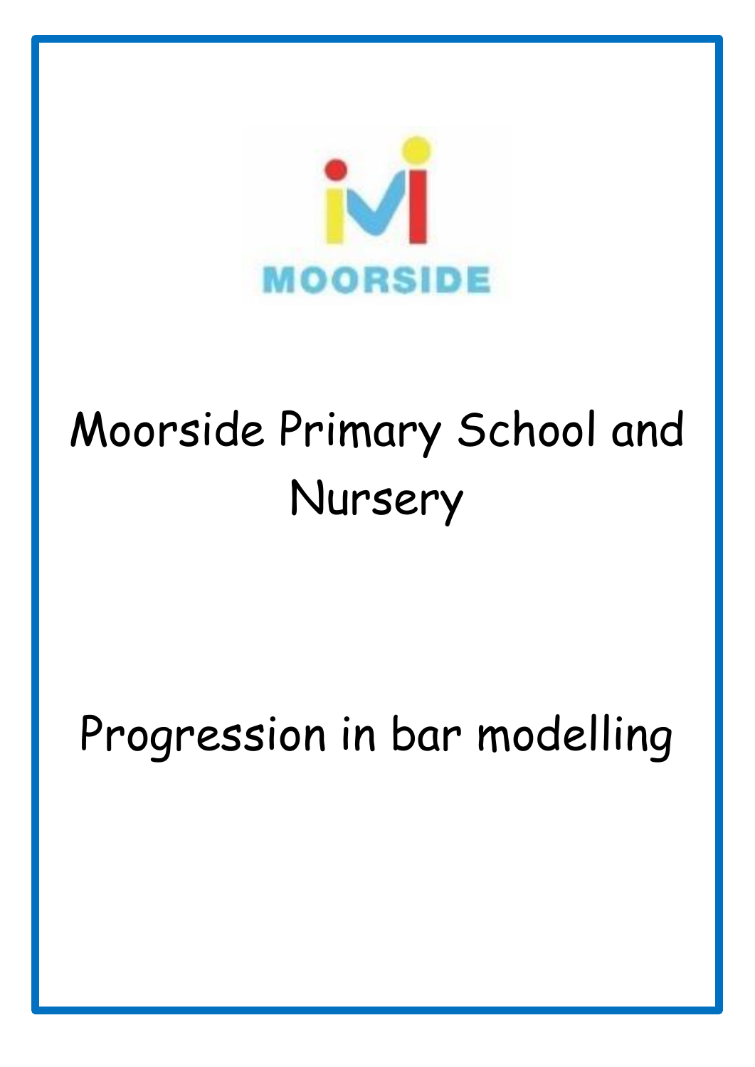MOORSIDE

# Moorside Primary School and Nursery

# Progression in bar modelling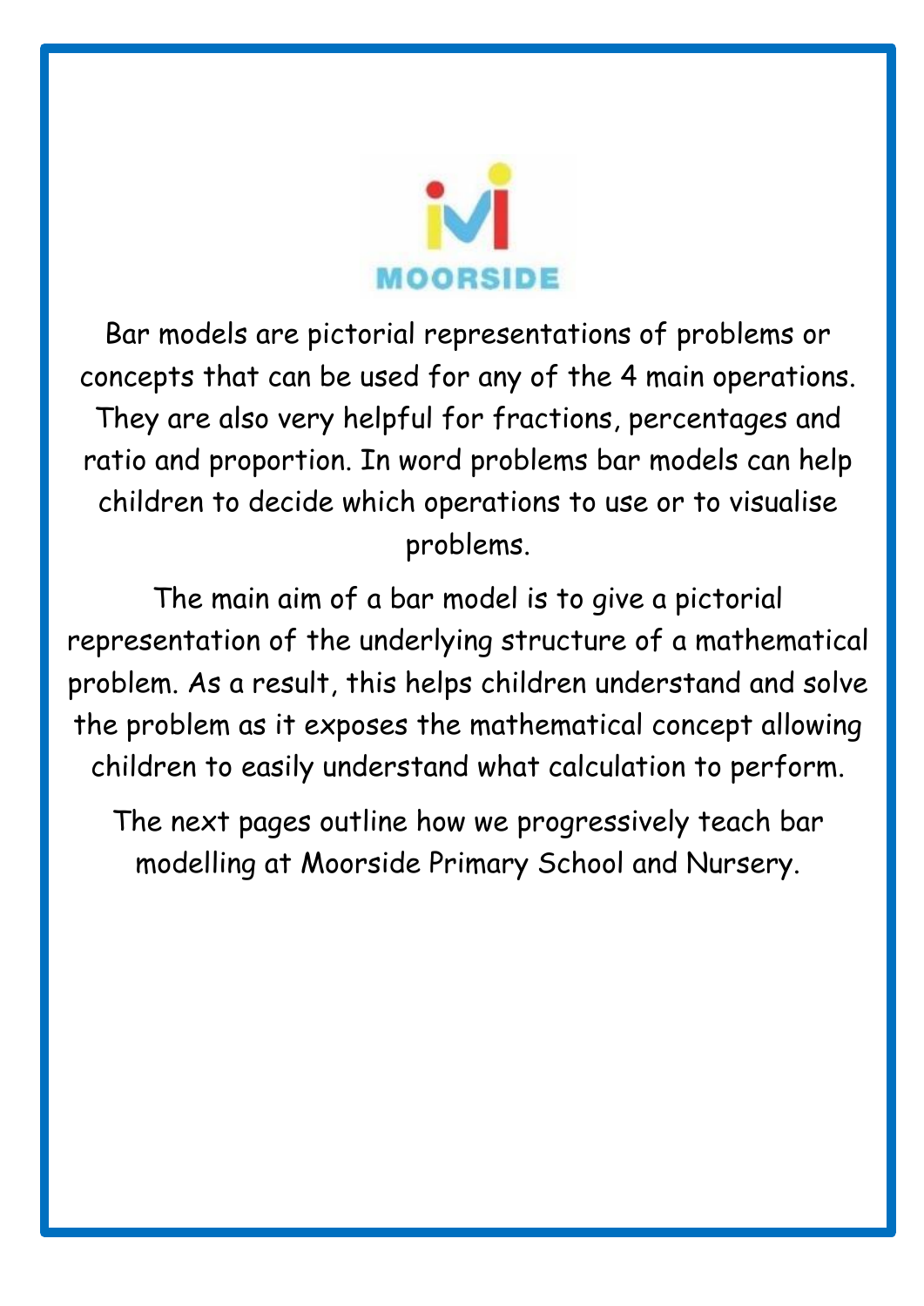MOORSIDE

Bar models are pictorial representations of problems or concepts that can be used for any of the 4 main operations. They are also very helpful for fractions, percentages and ratio and proportion. In word problems bar models can help children to decide which operations to use or to visualise problems.

The main aim of a bar model is to give a pictorial representation of the underlying structure of a mathematical problem. As a result, this helps children understand and solve the problem as it exposes the mathematical concept allowing children to easily understand what calculation to perform.

The next pages outline how we progressively teach bar modelling at Moorside Primary School and Nursery.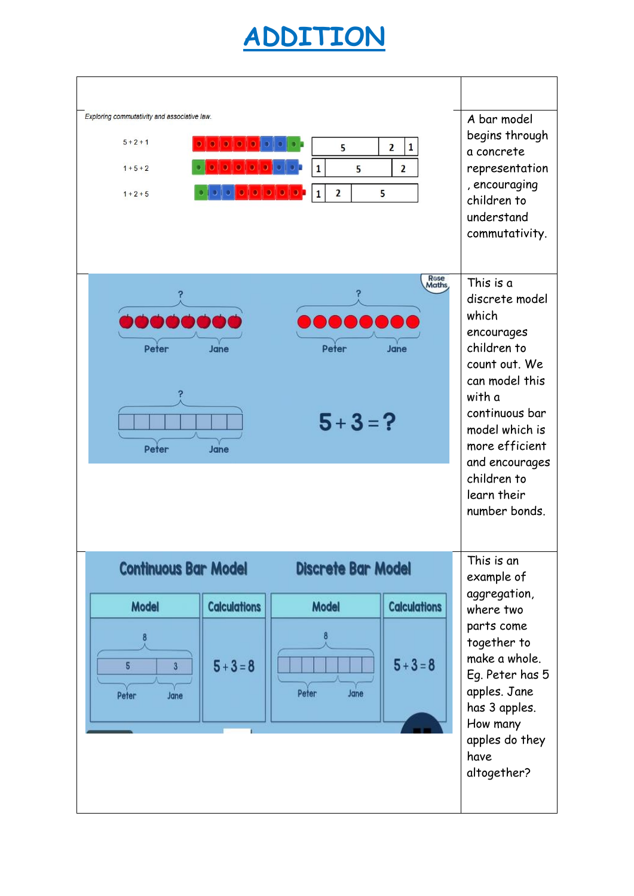# ADDITION

| | |
|---|---|
| *Exploring commutativity and associative law.* 5 + 2 + 1 / 1 + 5 + 2 / 1 + 2 + 5 | A bar model begins through a concrete representation , encouraging children to understand commutativity. |
| | This is a discrete model which encourages children to count out. We can model this with a continuous bar model which is more efficient and encourages children to learn their number bonds. |
| **Continuous Bar Model** — Model / Calculations: 5 + 3 = 8. **Discrete Bar Model** — Model / Calculations: 5 + 3 = 8 | This is an example of aggregation, where two parts come together to make a whole. Eg. Peter has 5 apples. Jane has 3 apples. How many apples do they have altogether? |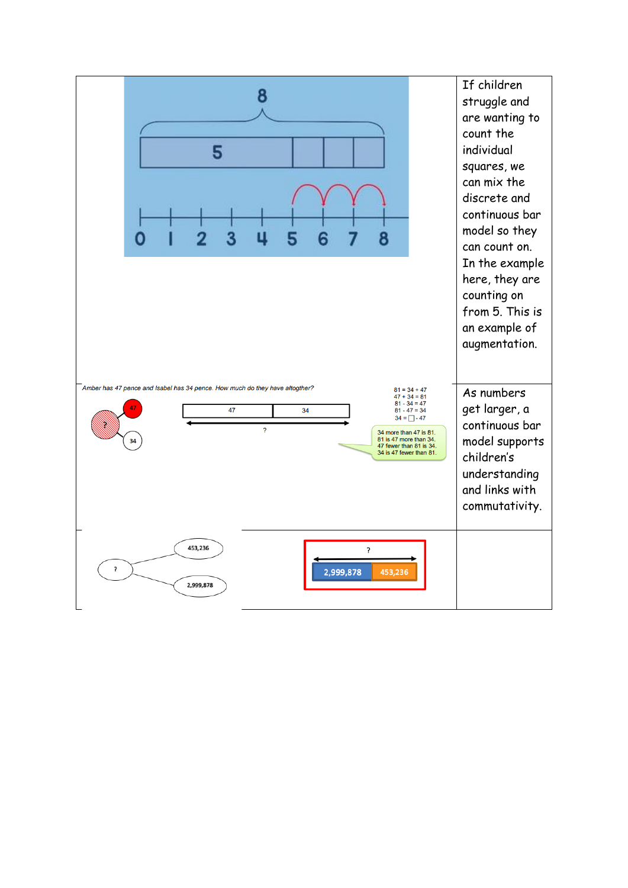| | |
|---|---|
| 8<br>5<br>0 1 2 3 4 5 6 7 8 | If children struggle and are wanting to count the individual squares, we can mix the discrete and continuous bar model so they can count on. In the example here, they are counting on from 5. This is an example of augmentation. |
| *Amber has 47 pence and Isabel has 34 pence. How much do they have altogther?*<br>? 47 34<br>47 34<br>?<br>81 = 34 + 47<br>47 + 34 = 81<br>81 - 34 = 47<br>81 - 47 = 34<br>34 = □ - 47<br>34 more than 47 is 81.<br>81 is 47 more than 34.<br>47 fewer than 81 is 34.<br>34 is 47 fewer than 81. | As numbers get larger, a continuous bar model supports children's understanding and links with commutativity. |
| ? 453,236 2,999,878<br>?<br>2,999,878 453,236 | |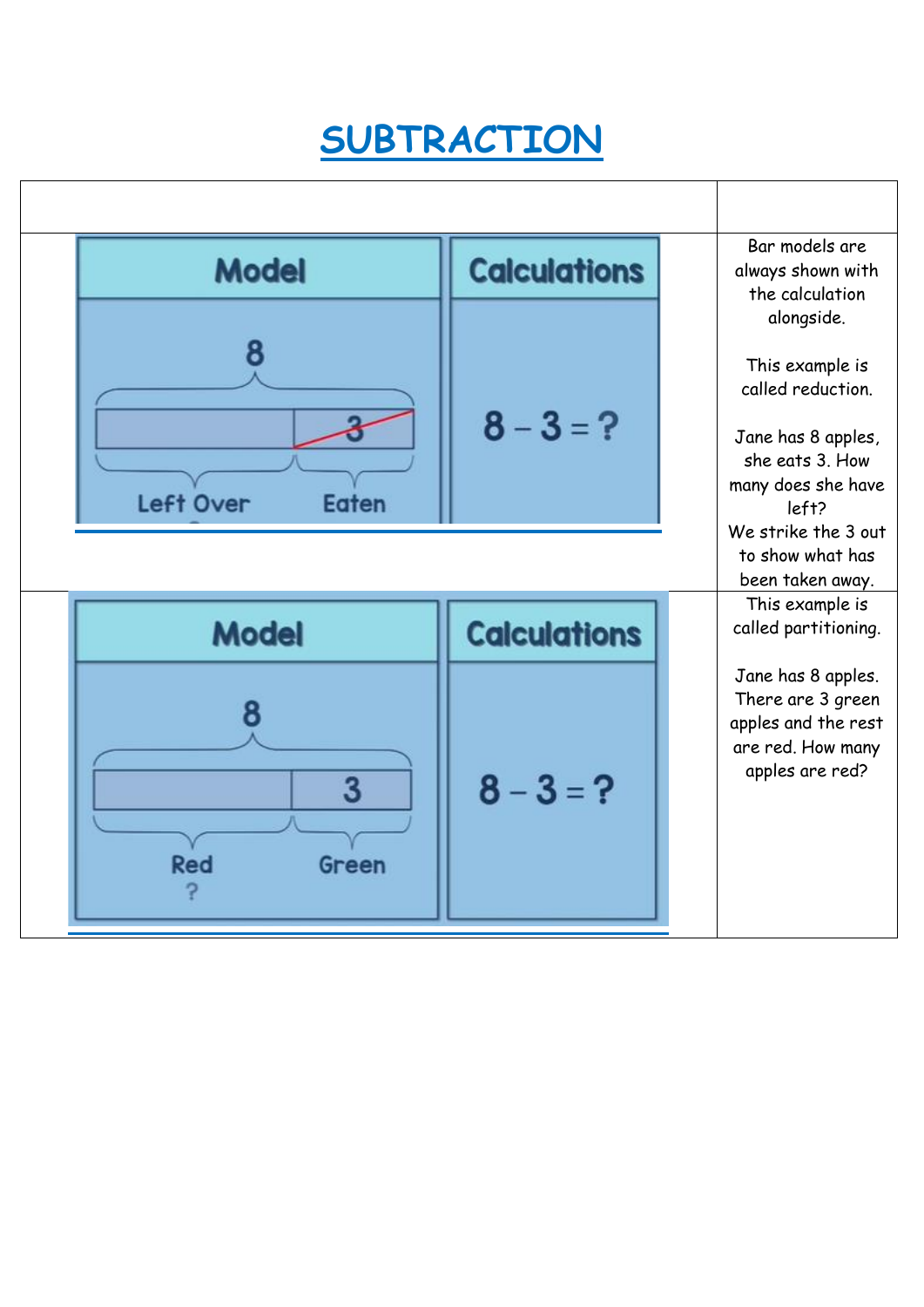# SUBTRACTION

| Model | Calculations | |
|---|---|---|
| 8 (whole); bar split into Left Over and 3 (struck out); labels: Left Over, Eaten | $8 - 3 = ?$ | Bar models are always shown with the calculation alongside.<br><br>This example is called reduction.<br><br>Jane has 8 apples, she eats 3. How many does she have left?<br>We strike the 3 out to show what has been taken away. |
| 8 (whole); bar split into ? and 3; labels: Red ?, Green | $8 - 3 = ?$ | This example is called partitioning.<br><br>Jane has 8 apples. There are 3 green apples and the rest are red. How many apples are red? |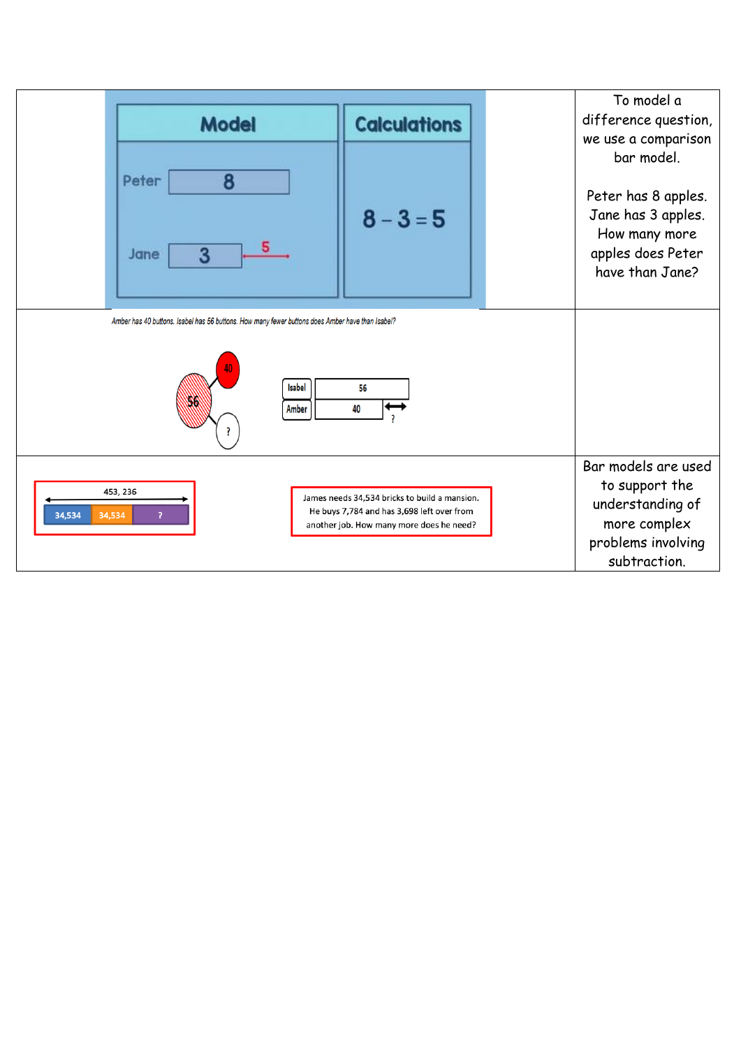| | |
|---|---|
| **Model** — Peter: 8; Jane: 3, 5<br>**Calculations** — $8 - 3 = 5$ | To model a difference question, we use a comparison bar model.<br><br>Peter has 8 apples. Jane has 3 apples. How many more apples does Peter have than Jane? |
| Amber has 40 buttons. Isabel has 56 buttons. How many fewer buttons does Amber have than Isabel?<br><br>56 → 40, ?<br><br>Isabel: 56<br>Amber: 40 ?  | |
| 453, 236<br>34,534 \| 34,534 \| ?<br><br>James needs 34,534 bricks to build a mansion. He buys 7,784 and has 3,698 left over from another job. How many more does he need? | Bar models are used to support the understanding of more complex problems involving subtraction. |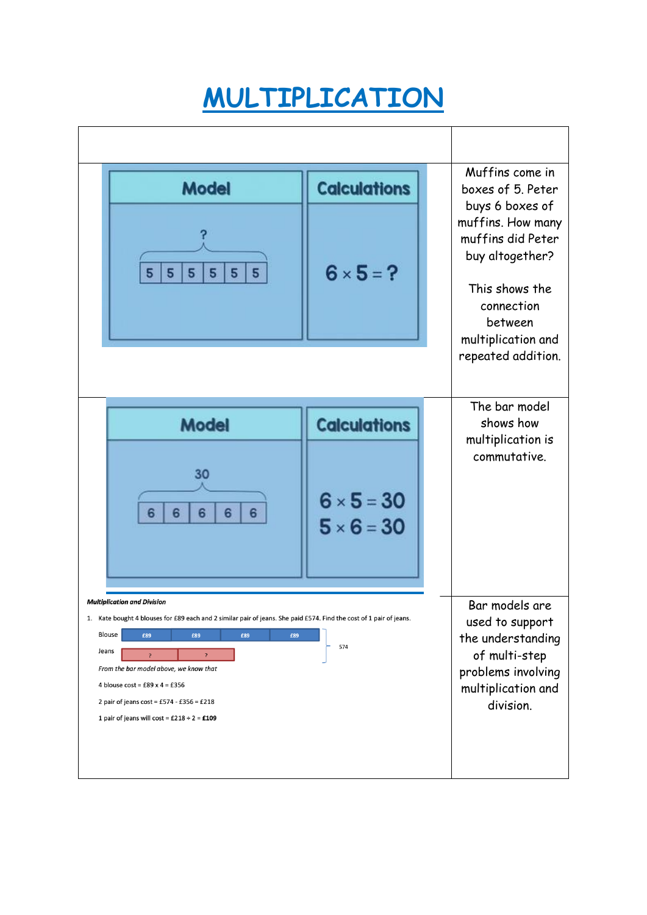# MULTIPLICATION

| | |
|---|---|
| **Model**<br>? <br>5 \| 5 \| 5 \| 5 \| 5 \| 5<br>**Calculations**<br>$6 \times 5 = ?$ | Muffins come in boxes of 5. Peter buys 6 boxes of muffins. How many muffins did Peter buy altogether?<br><br>This shows the connection between multiplication and repeated addition. |
| **Model**<br>30<br>6 \| 6 \| 6 \| 6 \| 6<br>**Calculations**<br>$6 \times 5 = 30$<br>$5 \times 6 = 30$ | The bar model shows how multiplication is commutative. |
| ***Multiplication and Division***<br>1. Kate bought 4 blouses for £89 each and 2 similar pair of jeans. She paid £574. Find the cost of 1 pair of jeans.<br>Blouse: £89 \| £89 \| £89 \| £89<br>Jeans: ? \| ?<br>574<br>*From the bar model above, we know that*<br>4 blouse cost = £89 x 4 = £356<br>2 pair of jeans cost = £574 - £356 = £218<br>1 pair of jeans will cost = £218 ÷ 2 = **£109** | Bar models are used to support the understanding of multi-step problems involving multiplication and division. |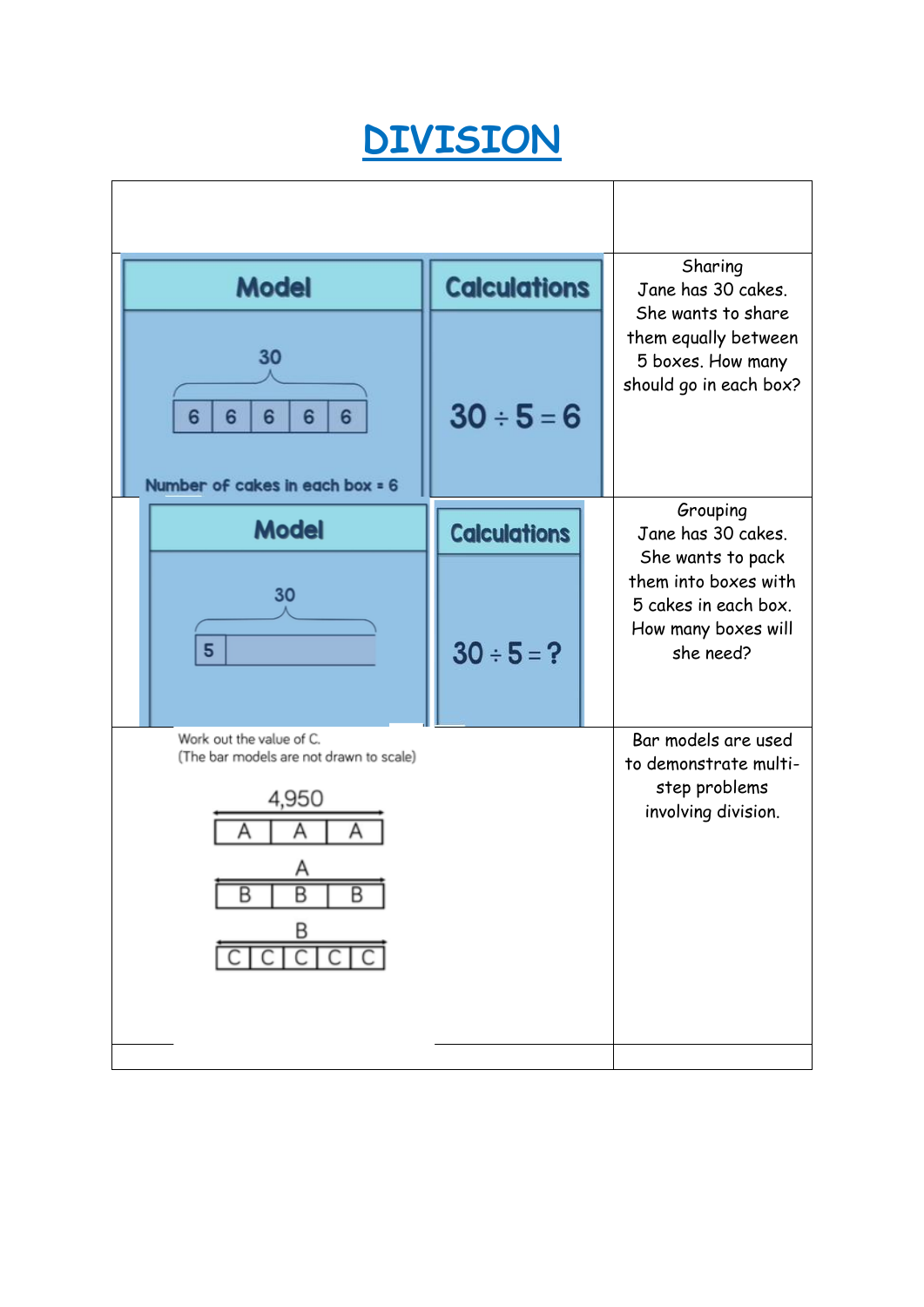# DIVISION

| | |
|---|---|
| | |
| **Model** 30 — 6 \| 6 \| 6 \| 6 \| 6 — Number of cakes in each box = 6 **Calculations** $30 \div 5 = 6$ | Sharing Jane has 30 cakes. She wants to share them equally between 5 boxes. How many should go in each box? |
| **Model** 30 — 5 \| **Calculations** $30 \div 5 = ?$ | Grouping Jane has 30 cakes. She wants to pack them into boxes with 5 cakes in each box. How many boxes will she need? |
| Work out the value of C. (The bar models are not drawn to scale) 4,950 — A \| A \| A; A — B \| B \| B; B — C \| C \| C \| C \| C | Bar models are used to demonstrate multi-step problems involving division. |
| | |